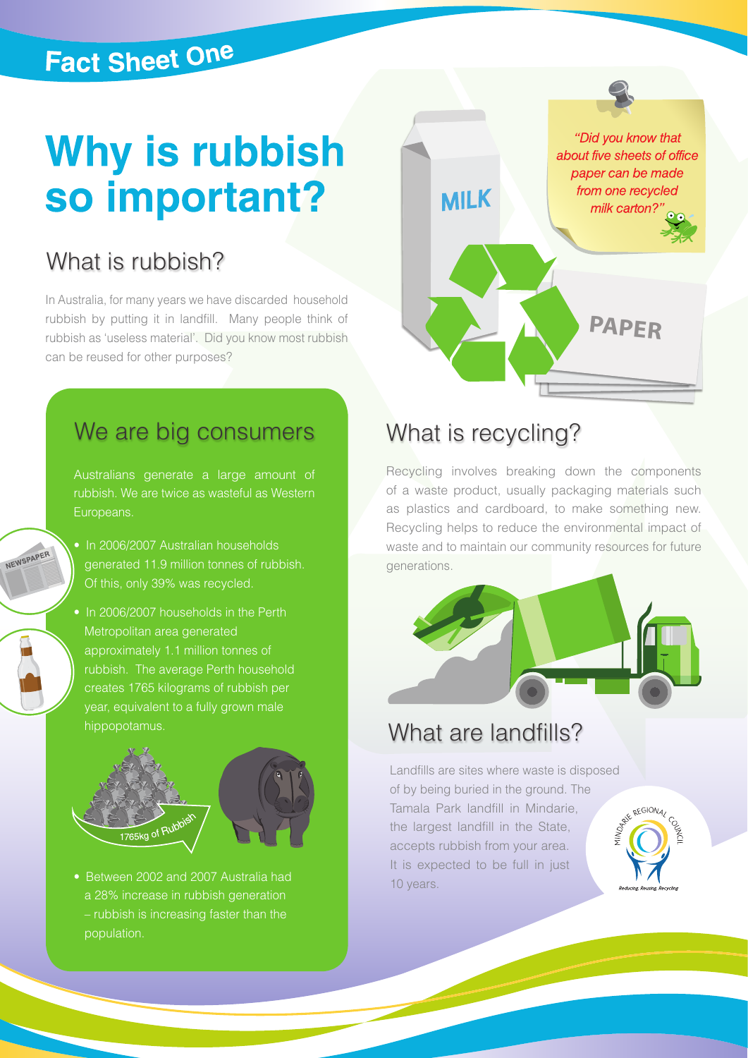Fact Sheet One

# Why is rubbish so important?

## What is rubbish?

In Australia, for many years we have discarded household rubbish by putting it in landfill. Many people think of rubbish as 'useless material'. Did you know most rubbish can be reused for other purposes?

*"Did you know that about five sheets of office paper can be made from one recycled milk carton?"*

## We are big consumers

Australians generate a large amount of rubbish. We are twice as wasteful as Western Europeans.

- In 2006/2007 Australian households generated 11.9 million tonnes of rubbish. Of this, only 39% was recycled.
- In 2006/2007 households in the Perth Metropolitan area generated approximately 1.1 million tonnes of rubbish. The average Perth household creates 1765 kilograms of rubbish per year, equivalent to a fully grown male hippopotamus.

1765kg of Rubbish

- Between 2002 and 2007 Australia had a 28% increase in rubbish generation – rubbish is increasing faster than the population.

## What is recycling?

Recycling involves breaking down the components of a waste product, usually packaging materials such as plastics and cardboard, to make something new. Recycling helps to reduce the environmental impact of waste and to maintain our community resources for future generations.

## What are landfills?

Landfills are sites where waste is disposed of by being buried in the ground. The Tamala Park landfill in Mindarie, the largest landfill in the State, accepts rubbish from your area. It is expected to be full in just 10 years.

Mindarie Regional Council – Reducing, Reusing, Recycling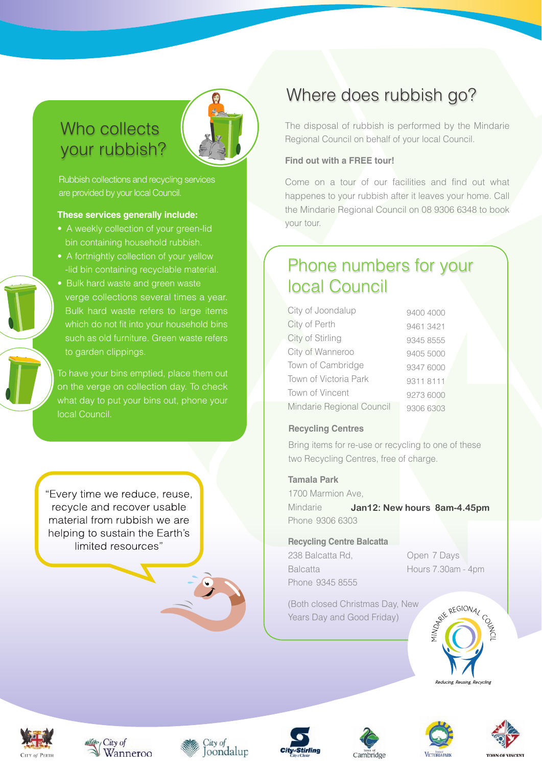## Who collects your rubbish?

Rubbish collections and recycling services are provided by your local Council.

**These services generally include:**

- A weekly collection of your green-lid bin containing household rubbish.
- A fortnightly collection of your yellow -lid bin containing recyclable material.
- Bulk hard waste and green waste verge collections several times a year. Bulk hard waste refers to large items which do not fit into your household bins such as old furniture. Green waste refers to garden clippings.

To have your bins emptied, place them out on the verge on collection day. To check what day to put your bins out, phone your local Council.

"Every time we reduce, reuse, recycle and recover usable material from rubbish we are helping to sustain the Earth's limited resources"

## Where does rubbish go?

The disposal of rubbish is performed by the Mindarie Regional Council on behalf of your local Council.

**Find out with a FREE tour!**

Come on a tour of our facilities and find out what happenes to your rubbish after it leaves your home. Call the Mindarie Regional Council on 08 9306 6348 to book your tour.

## Phone numbers for your local Council

| | |
|---|---|
| City of Joondalup | 9400 4000 |
| City of Perth | 9461 3421 |
| City of Stirling | 9345 8555 |
| City of Wanneroo | 9405 5000 |
| Town of Cambridge | 9347 6000 |
| Town of Victoria Park | 9311 8111 |
| Town of Vincent | 9273 6000 |
| Mindarie Regional Council | 9306 6303 |

### Recycling Centres

Bring items for re-use or recycling to one of these two Recycling Centres, free of charge.

**Tamala Park**
1700 Marmion Ave,
Mindarie
Phone 9306 6303

**Jan12: New hours 8am-4.45pm**

**Recycling Centre Balcatta**
238 Balcatta Rd,
Balcatta
Phone 9345 8555

Open 7 Days
Hours 7.30am - 4pm

(Both closed Christmas Day, New Years Day and Good Friday)

MINDARIE REGIONAL COUNCIL
*Reducing, Reusing, Recycling*

City of Perth | City of Wanneroo | City of Joondalup | City of Stirling | Town of Cambridge | Town of Victoria Park | Town of Vincent